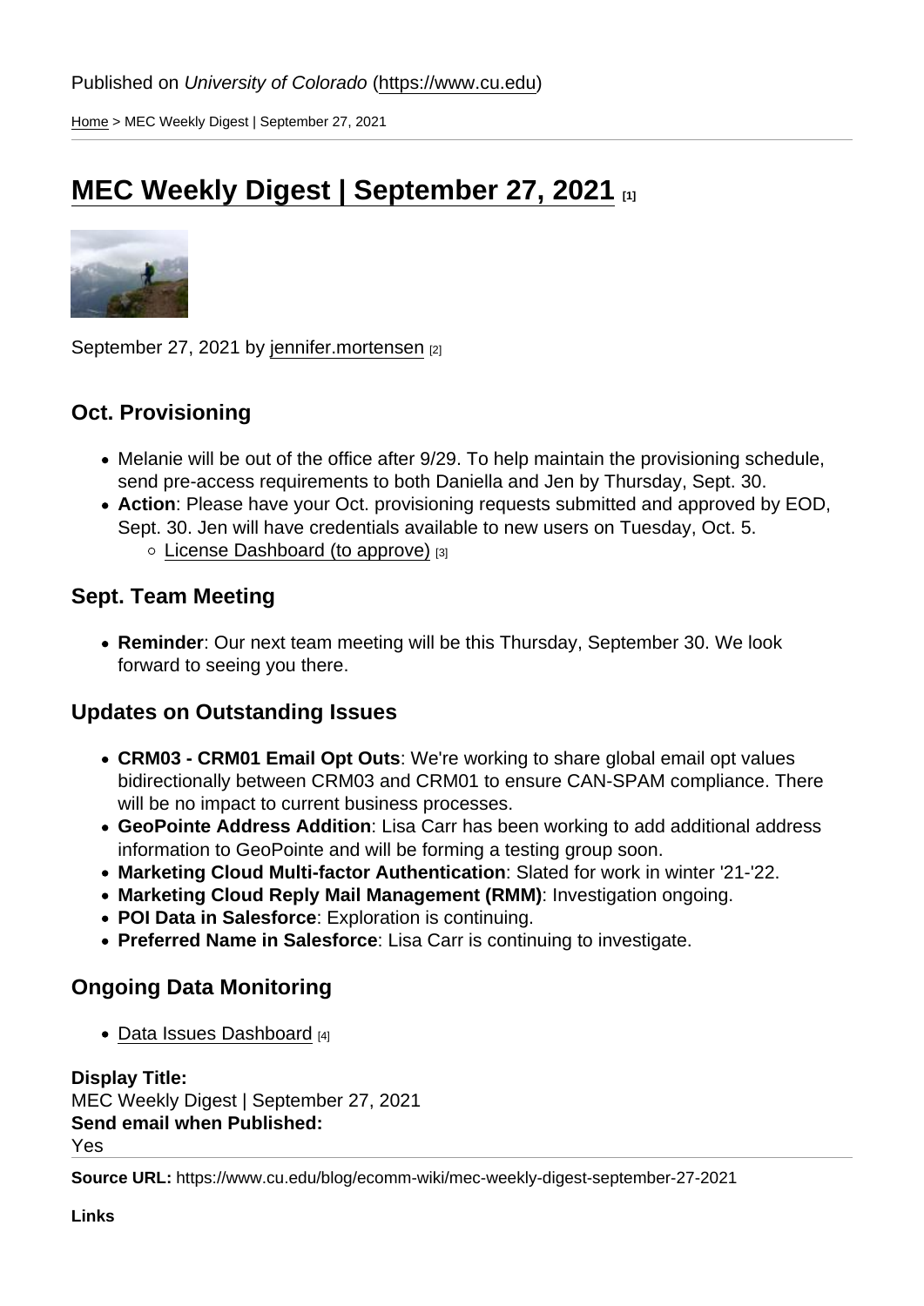Published on *University of Colorado* (https://www.cu.edu)

Home > MEC Weekly Digest | September 27, 2021

# MEC Weekly Digest | September 27, 2021 [1]

September 27, 2021 by jennifer.mortensen [2]

## Oct. Provisioning

- Melanie will be out of the office after 9/29. To help maintain the provisioning schedule, send pre-access requirements to both Daniella and Jen by Thursday, Sept. 30.
- **Action**: Please have your Oct. provisioning requests submitted and approved by EOD, Sept. 30. Jen will have credentials available to new users on Tuesday, Oct. 5.
  - License Dashboard (to approve) [3]

## Sept. Team Meeting

- **Reminder**: Our next team meeting will be this Thursday, September 30. We look forward to seeing you there.

## Updates on Outstanding Issues

- **CRM03 - CRM01 Email Opt Outs**: We're working to share global email opt values bidirectionally between CRM03 and CRM01 to ensure CAN-SPAM compliance. There will be no impact to current business processes.
- **GeoPointe Address Addition**: Lisa Carr has been working to add additional address information to GeoPointe and will be forming a testing group soon.
- **Marketing Cloud Multi-factor Authentication**: Slated for work in winter '21-'22.
- **Marketing Cloud Reply Mail Management (RMM)**: Investigation ongoing.
- **POI Data in Salesforce**: Exploration is continuing.
- **Preferred Name in Salesforce**: Lisa Carr is continuing to investigate.

## Ongoing Data Monitoring

- Data Issues Dashboard [4]

**Display Title:**
MEC Weekly Digest | September 27, 2021
**Send email when Published:**
Yes

**Source URL:** https://www.cu.edu/blog/ecomm-wiki/mec-weekly-digest-september-27-2021

**Links**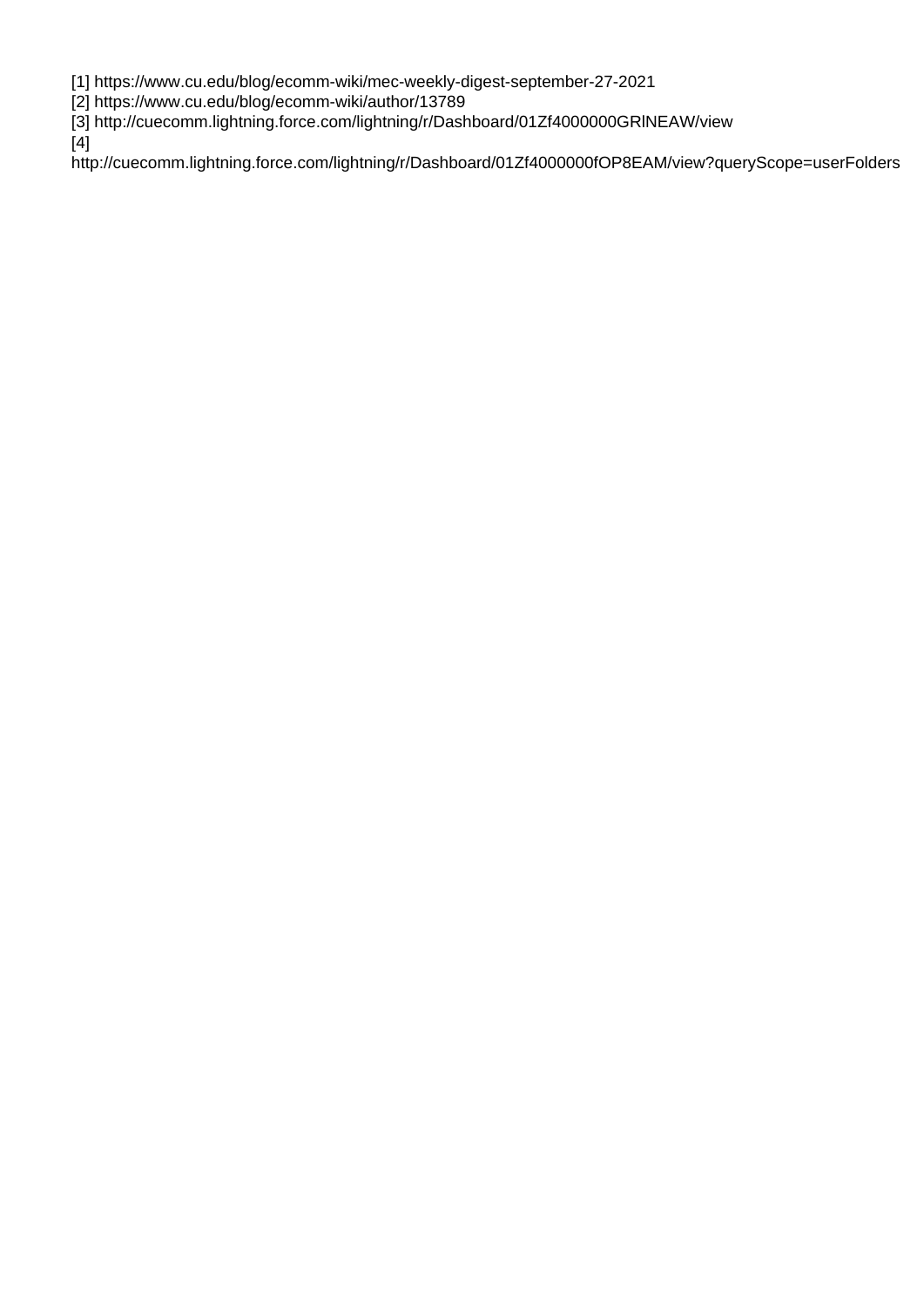[1] https://www.cu.edu/blog/ecomm-wiki/mec-weekly-digest-september-27-2021
[2] https://www.cu.edu/blog/ecomm-wiki/author/13789
[3] http://cuecomm.lightning.force.com/lightning/r/Dashboard/01Zf4000000GRlNEAW/view
[4]
http://cuecomm.lightning.force.com/lightning/r/Dashboard/01Zf4000000fOP8EAM/view?queryScope=userFolders